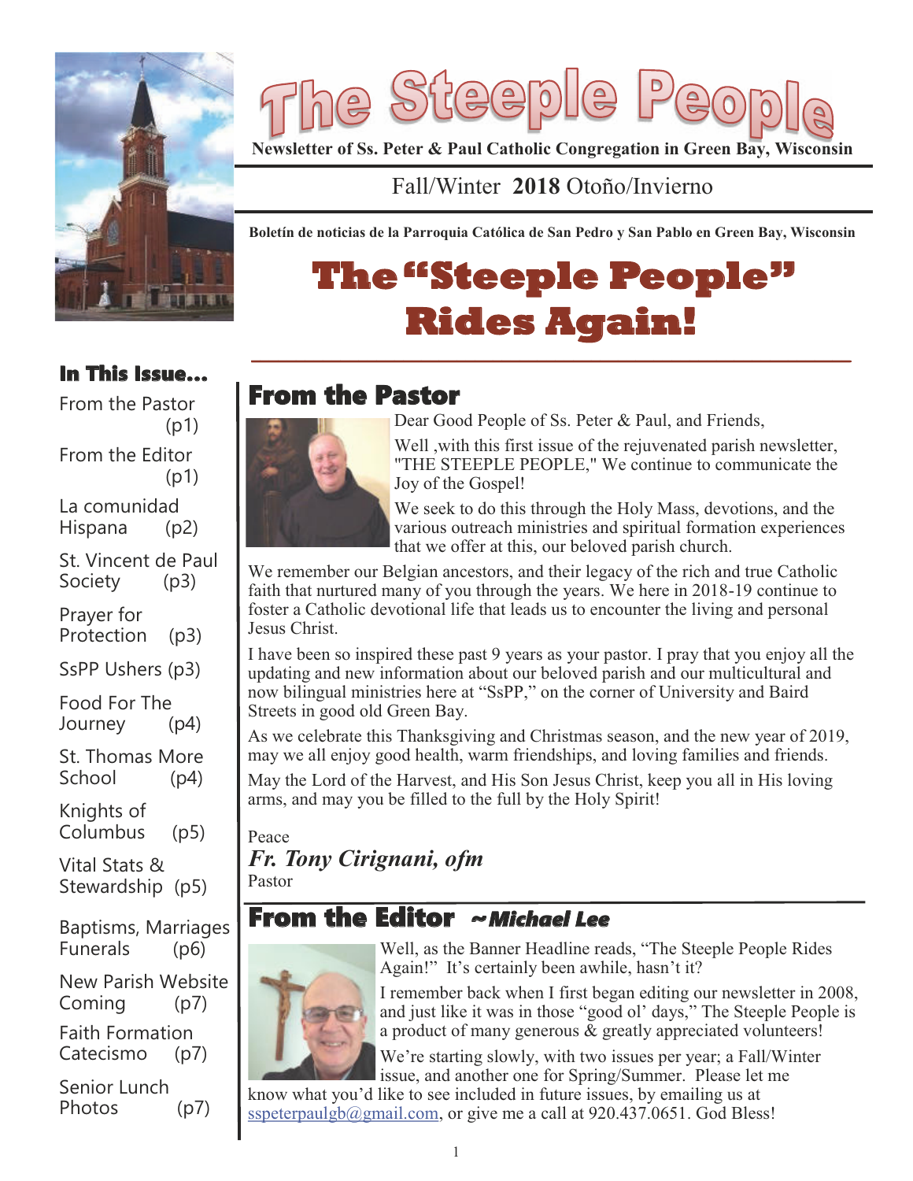# The Steeple People

**Newsletter of Ss. Peter & Paul Catholic Congregation in Green Bay, Wisconsin**

Fall/Winter **2018** Otoño/Invierno

**Boletín de noticias de la Parroquia Católica de San Pedro y San Pablo en Green Bay, Wisconsin**

# The "Steeple People" Rides Again!

## From the Pastor

Dear Good People of Ss. Peter & Paul, and Friends,

Well ,with this first issue of the rejuvenated parish newsletter, "THE STEEPLE PEOPLE," We continue to communicate the Joy of the Gospel!

We seek to do this through the Holy Mass, devotions, and the various outreach ministries and spiritual formation experiences that we offer at this, our beloved parish church.

We remember our Belgian ancestors, and their legacy of the rich and true Catholic faith that nurtured many of you through the years. We here in 2018-19 continue to foster a Catholic devotional life that leads us to encounter the living and personal Jesus Christ.

I have been so inspired these past 9 years as your pastor. I pray that you enjoy all the updating and new information about our beloved parish and our multicultural and now bilingual ministries here at "SsPP," on the corner of University and Baird Streets in good old Green Bay.

As we celebrate this Thanksgiving and Christmas season, and the new year of 2019, may we all enjoy good health, warm friendships, and loving families and friends.

May the Lord of the Harvest, and His Son Jesus Christ, keep you all in His loving arms, and may you be filled to the full by the Holy Spirit!

Peace

***Fr. Tony Cirignani, ofm***

Pastor

## From the Editor *~Michael Lee*

Well, as the Banner Headline reads, "The Steeple People Rides Again!" It's certainly been awhile, hasn't it?

I remember back when I first began editing our newsletter in 2008, and just like it was in those "good ol' days," The Steeple People is a product of many generous & greatly appreciated volunteers!

We're starting slowly, with two issues per year; a Fall/Winter issue, and another one for Spring/Summer. Please let me know what you'd like to see included in future issues, by emailing us at sspeterpaulgb@gmail.com, or give me a call at 920.437.0651. God Bless!

### In This Issue...

- From the Pastor (p1)
- From the Editor (p1)
- La comunidad Hispana (p2)
- St. Vincent de Paul Society (p3)
- Prayer for Protection (p3)
- SsPP Ushers (p3)
- Food For The Journey (p4)
- St. Thomas More School (p4)
- Knights of Columbus (p5)
- Vital Stats & Stewardship (p5)
- Baptisms, Marriages Funerals (p6)
- New Parish Website Coming (p7)
- Faith Formation Catecismo (p7)
- Senior Lunch Photos (p7)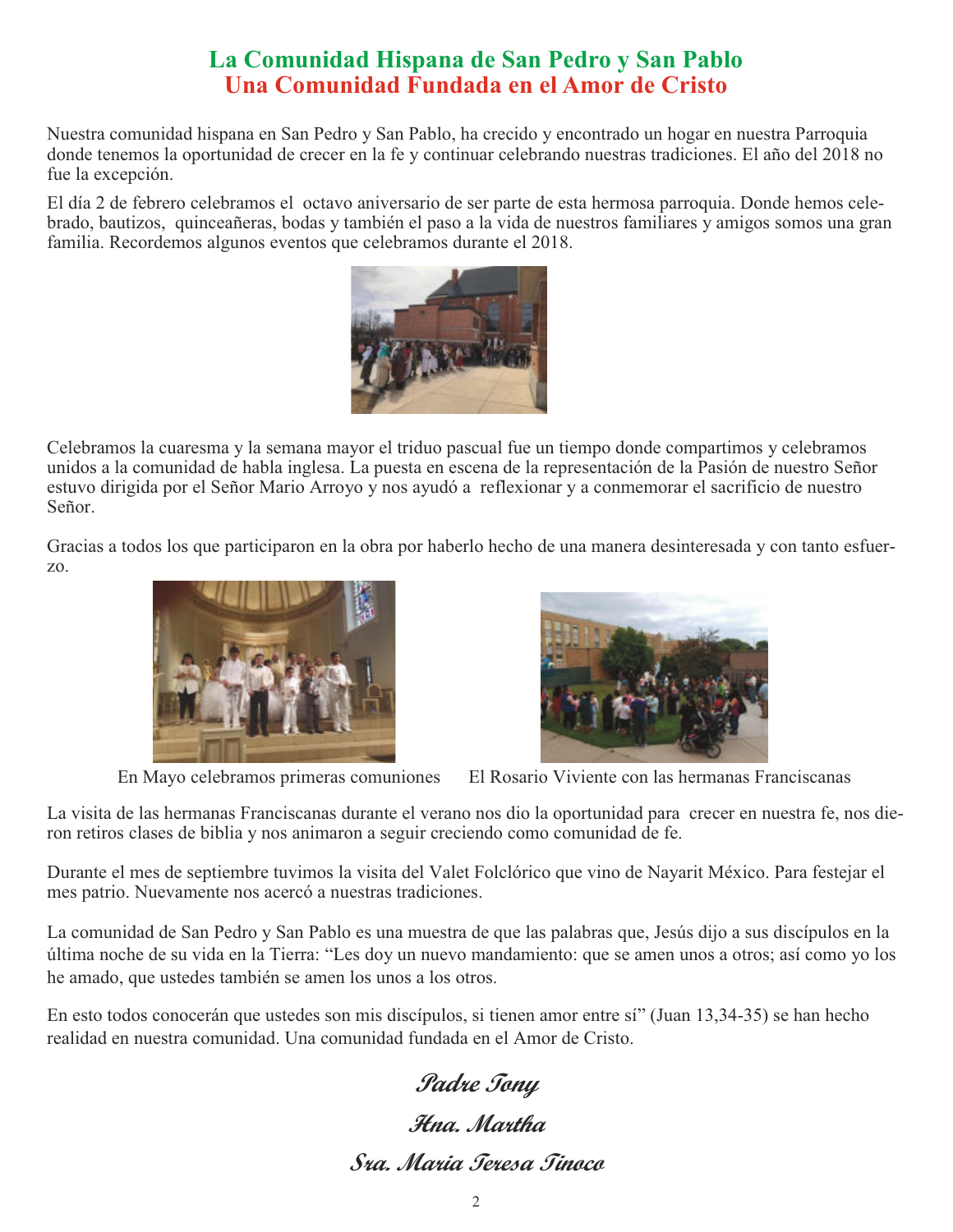# La Comunidad Hispana de San Pedro y San Pablo
## Una Comunidad Fundada en el Amor de Cristo

Nuestra comunidad hispana en San Pedro y San Pablo, ha crecido y encontrado un hogar en nuestra Parroquia donde tenemos la oportunidad de crecer en la fe y continuar celebrando nuestras tradiciones. El año del 2018 no fue la excepción.

El día 2 de febrero celebramos el octavo aniversario de ser parte de esta hermosa parroquia. Donde hemos celebrado, bautizos, quinceañeras, bodas y también el paso a la vida de nuestros familiares y amigos somos una gran familia. Recordemos algunos eventos que celebramos durante el 2018.

Celebramos la cuaresma y la semana mayor el triduo pascual fue un tiempo donde compartimos y celebramos unidos a la comunidad de habla inglesa. La puesta en escena de la representación de la Pasión de nuestro Señor estuvo dirigida por el Señor Mario Arroyo y nos ayudó a reflexionar y a conmemorar el sacrificio de nuestro Señor.

Gracias a todos los que participaron en la obra por haberlo hecho de una manera desinteresada y con tanto esfuerzo.

En Mayo celebramos primeras comuniones

El Rosario Viviente con las hermanas Franciscanas

La visita de las hermanas Franciscanas durante el verano nos dio la oportunidad para crecer en nuestra fe, nos dieron retiros clases de biblia y nos animaron a seguir creciendo como comunidad de fe.

Durante el mes de septiembre tuvimos la visita del Valet Folclórico que vino de Nayarit México. Para festejar el mes patrio. Nuevamente nos acercó a nuestras tradiciones.

La comunidad de San Pedro y San Pablo es una muestra de que las palabras que, Jesús dijo a sus discípulos en la última noche de su vida en la Tierra: "Les doy un nuevo mandamiento: que se amen unos a otros; así como yo los he amado, que ustedes también se amen los unos a los otros.

En esto todos conocerán que ustedes son mis discípulos, si tienen amor entre sí" (Juan 13,34-35) se han hecho realidad en nuestra comunidad. Una comunidad fundada en el Amor de Cristo.

*Padre Tony*

*Hna. Martha*

*Sra. Maria Teresa Tinoco*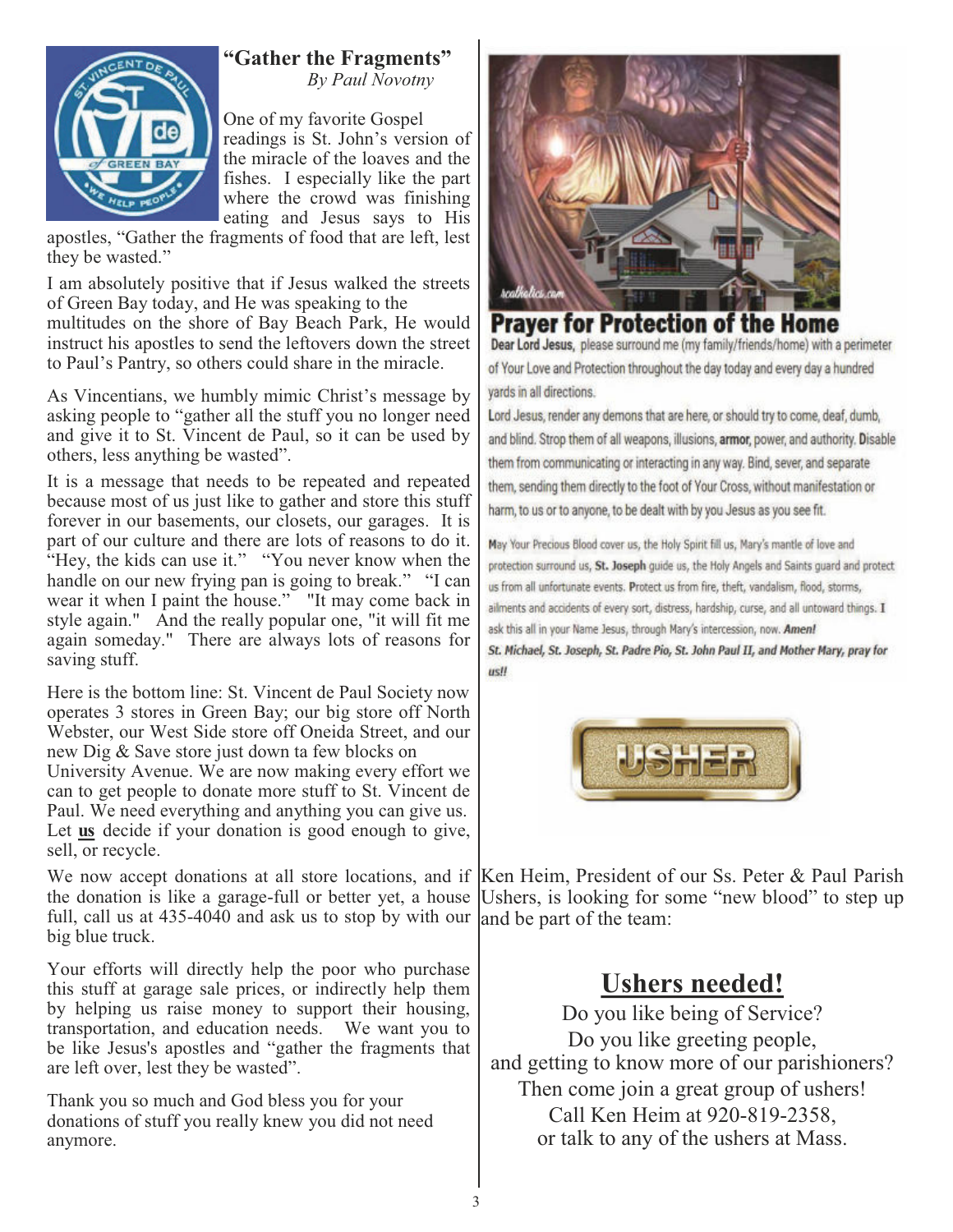## "Gather the Fragments"

*By Paul Novotny*

One of my favorite Gospel readings is St. John's version of the miracle of the loaves and the fishes. I especially like the part where the crowd was finishing eating and Jesus says to His apostles, "Gather the fragments of food that are left, lest they be wasted."

I am absolutely positive that if Jesus walked the streets of Green Bay today, and He was speaking to the multitudes on the shore of Bay Beach Park, He would instruct his apostles to send the leftovers down the street to Paul's Pantry, so others could share in the miracle.

As Vincentians, we humbly mimic Christ's message by asking people to "gather all the stuff you no longer need and give it to St. Vincent de Paul, so it can be used by others, less anything be wasted".

It is a message that needs to be repeated and repeated because most of us just like to gather and store this stuff forever in our basements, our closets, our garages. It is part of our culture and there are lots of reasons to do it. "Hey, the kids can use it." "You never know when the handle on our new frying pan is going to break." "I can wear it when I paint the house." "It may come back in style again." And the really popular one, "it will fit me again someday." There are always lots of reasons for saving stuff.

Here is the bottom line: St. Vincent de Paul Society now operates 3 stores in Green Bay; our big store off North Webster, our West Side store off Oneida Street, and our new Dig & Save store just down ta few blocks on University Avenue. We are now making every effort we can to get people to donate more stuff to St. Vincent de Paul. We need everything and anything you can give us. Let **us** decide if your donation is good enough to give, sell, or recycle.

We now accept donations at all store locations, and if the donation is like a garage-full or better yet, a house full, call us at 435-4040 and ask us to stop by with our big blue truck.

Your efforts will directly help the poor who purchase this stuff at garage sale prices, or indirectly help them by helping us raise money to support their housing, transportation, and education needs. We want you to be like Jesus's apostles and "gather the fragments that are left over, lest they be wasted".

Thank you so much and God bless you for your donations of stuff you really knew you did not need anymore.

## Prayer for Protection of the Home

**Dear Lord Jesus,** please surround me (my family/friends/home) with a perimeter of Your Love and Protection throughout the day today and every day a hundred yards in all directions.

Lord Jesus, render any demons that are here, or should try to come, deaf, dumb, and blind. Strop them of all weapons, illusions, **armor,** power, and authority. Disable them from communicating or interacting in any way. Bind, sever, and separate them, sending them directly to the foot of Your Cross, without manifestation or harm, to us or to anyone, to be dealt with by you Jesus as you see fit.

May Your Precious Blood cover us, the Holy Spirit fill us, Mary's mantle of love and protection surround us, **St. Joseph** guide us, the Holy Angels and Saints guard and protect us from all unfortunate events. Protect us from fire, theft, vandalism, flood, storms, ailments and accidents of every sort, distress, hardship, curse, and all untoward things. I ask this all in your Name Jesus, through Mary's intercession, now. ***Amen!***

***St. Michael, St. Joseph, St. Padre Pio, St. John Paul II, and Mother Mary, pray for us!!***

Ken Heim, President of our Ss. Peter & Paul Parish Ushers, is looking for some "new blood" to step up and be part of the team:

## Ushers needed!

Do you like being of Service?
Do you like greeting people,
and getting to know more of our parishioners?
Then come join a great group of ushers!
Call Ken Heim at 920-819-2358,
or talk to any of the ushers at Mass.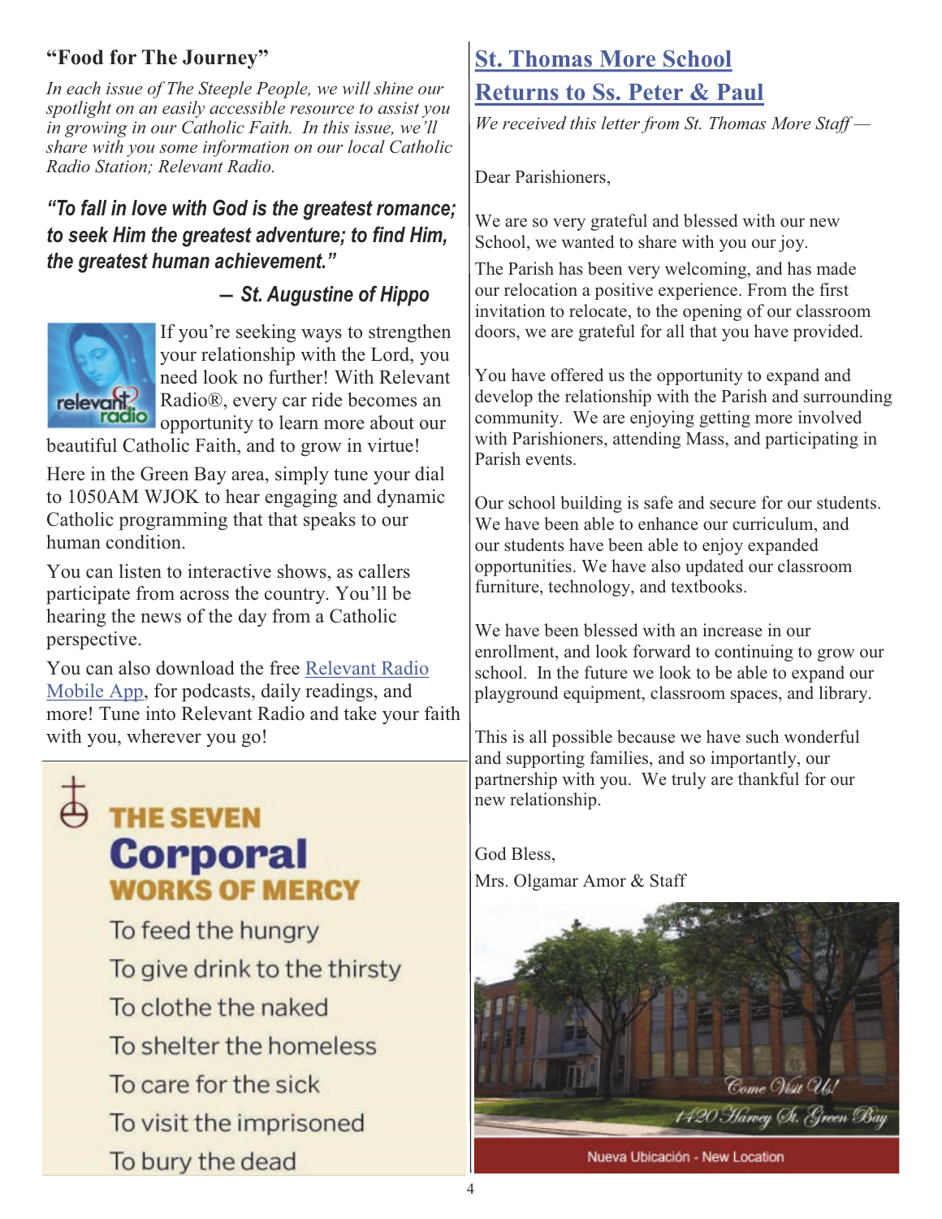## "Food for The Journey"

*In each issue of The Steeple People, we will shine our spotlight on an easily accessible resource to assist you in growing in our Catholic Faith. In this issue, we'll share with you some information on our local Catholic Radio Station; Relevant Radio.*

***"To fall in love with God is the greatest romance; to seek Him the greatest adventure; to find Him, the greatest human achievement."***

***— St. Augustine of Hippo***

If you're seeking ways to strengthen your relationship with the Lord, you need look no further! With Relevant Radio®, every car ride becomes an opportunity to learn more about our beautiful Catholic Faith, and to grow in virtue!

Here in the Green Bay area, simply tune your dial to 1050AM WJOK to hear engaging and dynamic Catholic programming that that speaks to our human condition.

You can listen to interactive shows, as callers participate from across the country. You'll be hearing the news of the day from a Catholic perspective.

You can also download the free Relevant Radio Mobile App, for podcasts, daily readings, and more! Tune into Relevant Radio and take your faith with you, wherever you go!

## THE SEVEN Corporal WORKS OF MERCY

- To feed the hungry
- To give drink to the thirsty
- To clothe the naked
- To shelter the homeless
- To care for the sick
- To visit the imprisoned
- To bury the dead

## St. Thomas More School Returns to Ss. Peter & Paul

*We received this letter from St. Thomas More Staff —*

Dear Parishioners,

We are so very grateful and blessed with our new School, we wanted to share with you our joy.

The Parish has been very welcoming, and has made our relocation a positive experience. From the first invitation to relocate, to the opening of our classroom doors, we are grateful for all that you have provided.

You have offered us the opportunity to expand and develop the relationship with the Parish and surrounding community. We are enjoying getting more involved with Parishioners, attending Mass, and participating in Parish events.

Our school building is safe and secure for our students. We have been able to enhance our curriculum, and our students have been able to enjoy expanded opportunities. We have also updated our classroom furniture, technology, and textbooks.

We have been blessed with an increase in our enrollment, and look forward to continuing to grow our school. In the future we look to be able to expand our playground equipment, classroom spaces, and library.

This is all possible because we have such wonderful and supporting families, and so importantly, our partnership with you. We truly are thankful for our new relationship.

God Bless,
Mrs. Olgamar Amor & Staff

Come Visit Us!
1420 Harvey St. Green Bay

Nueva Ubicación - New Location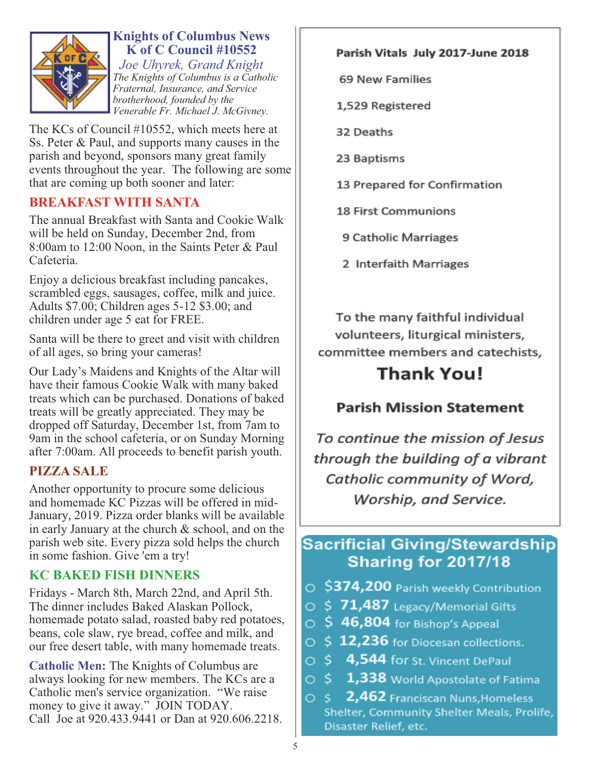## Knights of Columbus News

### K of C Council #10552

*Joe Uhyrek, Grand Knight*

*The Knights of Columbus is a Catholic Fraternal, Insurance, and Service brotherhood, founded by the Venerable Fr. Michael J. McGivney.*

The KCs of Council #10552, which meets here at Ss. Peter & Paul, and supports many causes in the parish and beyond, sponsors many great family events throughout the year. The following are some that are coming up both sooner and later:

### BREAKFAST WITH SANTA

The annual Breakfast with Santa and Cookie Walk will be held on Sunday, December 2nd, from 8:00am to 12:00 Noon, in the Saints Peter & Paul Cafeteria.

Enjoy a delicious breakfast including pancakes, scrambled eggs, sausages, coffee, milk and juice. Adults $7.00; Children ages 5-12 $3.00; and children under age 5 eat for FREE.

Santa will be there to greet and visit with children of all ages, so bring your cameras!

Our Lady's Maidens and Knights of the Altar will have their famous Cookie Walk with many baked treats which can be purchased. Donations of baked treats will be greatly appreciated. They may be dropped off Saturday, December 1st, from 7am to 9am in the school cafeteria, or on Sunday Morning after 7:00am. All proceeds to benefit parish youth.

### PIZZA SALE

Another opportunity to procure some delicious and homemade KC Pizzas will be offered in mid-January, 2019. Pizza order blanks will be available in early January at the church & school, and on the parish web site. Every pizza sold helps the church in some fashion. Give 'em a try!

### KC BAKED FISH DINNERS

Fridays - March 8th, March 22nd, and April 5th. The dinner includes Baked Alaskan Pollock, homemade potato salad, roasted baby red potatoes, beans, cole slaw, rye bread, coffee and milk, and our free desert table, with many homemade treats.

**Catholic Men:** The Knights of Columbus are always looking for new members. The KCs are a Catholic men's service organization. "We raise money to give it away." JOIN TODAY. Call Joe at 920.433.9441 or Dan at 920.606.2218.

**Parish Vitals July 2017-June 2018**

69 New Families

1,529 Registered

32 Deaths

23 Baptisms

13 Prepared for Confirmation

18 First Communions

9 Catholic Marriages

2 Interfaith Marriages

To the many faithful individual volunteers, liturgical ministers, committee members and catechists,

**Thank You!**

**Parish Mission Statement**

*To continue the mission of Jesus through the building of a vibrant Catholic community of Word, Worship, and Service.*

### Sacrificial Giving/Stewardship Sharing for 2017/18

- **$374,200** Parish weekly Contribution
- $ **71,487** Legacy/Memorial Gifts
- $ **46,804** for Bishop's Appeal
- $ **12,236** for Diocesan collections.
- $ **4,544** for St. Vincent DePaul
- $ **1,338** World Apostolate of Fatima
- $ **2,462** Franciscan Nuns,Homeless Shelter, Community Shelter Meals, Prolife, Disaster Relief, etc.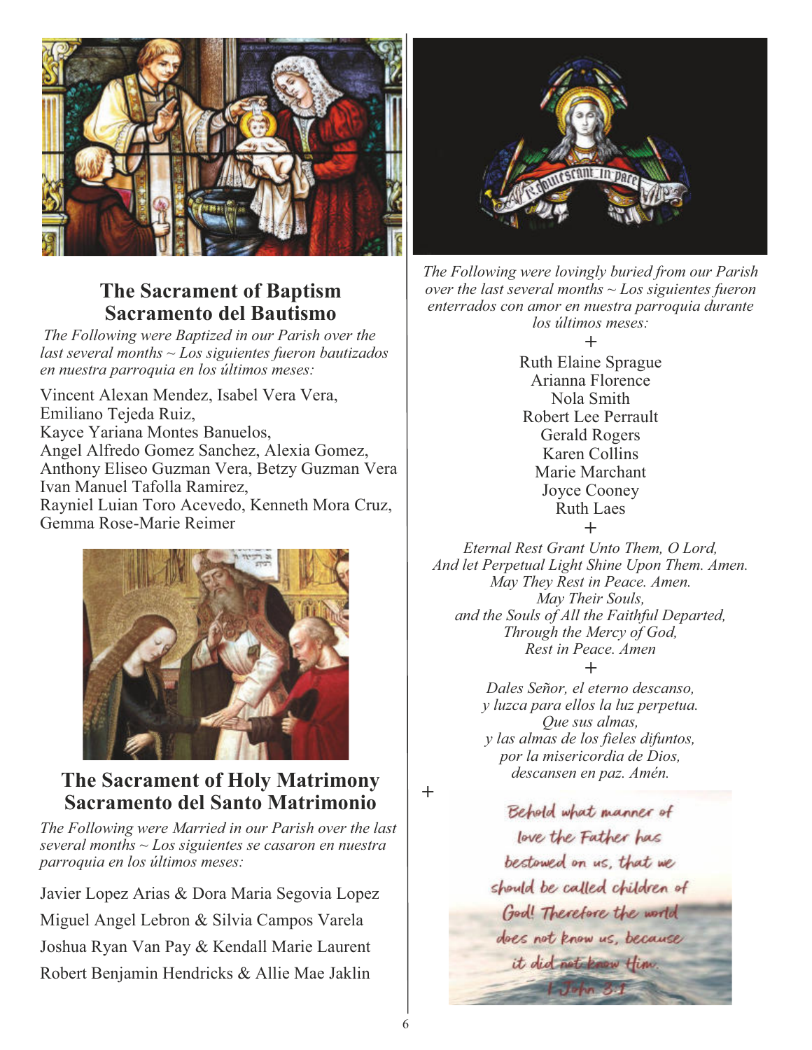## The Sacrament of Baptism
## Sacramento del Bautismo

*The Following were Baptized in our Parish over the last several months ~ Los siguientes fueron bautizados en nuestra parroquia en los últimos meses:*

Vincent Alexan Mendez, Isabel Vera Vera,
Emiliano Tejeda Ruiz,
Kayce Yariana Montes Banuelos,
Angel Alfredo Gomez Sanchez, Alexia Gomez,
Anthony Eliseo Guzman Vera, Betzy Guzman Vera
Ivan Manuel Tafolla Ramirez,
Rayniel Luian Toro Acevedo, Kenneth Mora Cruz,
Gemma Rose-Marie Reimer

## The Sacrament of Holy Matrimony
## Sacramento del Santo Matrimonio

*The Following were Married in our Parish over the last several months ~ Los siguientes se casaron en nuestra parroquia en los últimos meses:*

Javier Lopez Arias & Dora Maria Segovia Lopez
Miguel Angel Lebron & Silvia Campos Varela
Joshua Ryan Van Pay & Kendall Marie Laurent
Robert Benjamin Hendricks & Allie Mae Jaklin

*The Following were lovingly buried from our Parish over the last several months ~ Los siguientes fueron enterrados con amor en nuestra parroquia durante los últimos meses:*

+

Ruth Elaine Sprague
Arianna Florence
Nola Smith
Robert Lee Perrault
Gerald Rogers
Karen Collins
Marie Marchant
Joyce Cooney
Ruth Laes

+

*Eternal Rest Grant Unto Them, O Lord,*
*And let Perpetual Light Shine Upon Them. Amen.*
*May They Rest in Peace. Amen.*
*May Their Souls,*
*and the Souls of All the Faithful Departed,*
*Through the Mercy of God,*
*Rest in Peace. Amen*

+

*Dales Señor, el eterno descanso,*
*y luzca para ellos la luz perpetua.*
*Que sus almas,*
*y las almas de los fieles difuntos,*
*por la misericordia de Dios,*
*descansen en paz. Amén.*

+

Behold what manner of love the Father has bestowed on us, that we should be called children of God! Therefore the world does not know us, because it did not know Him.
1 John 3:1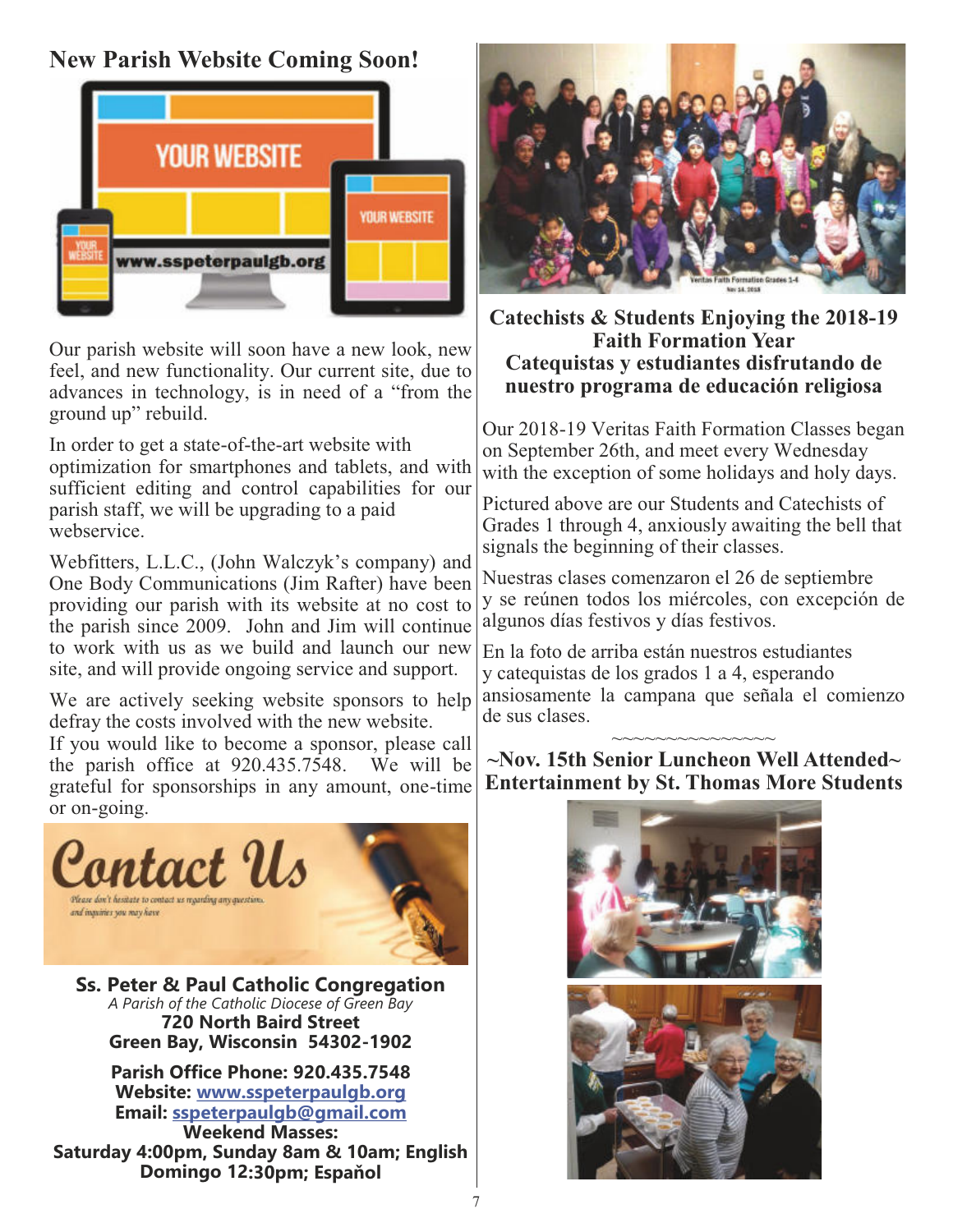## New Parish Website Coming Soon!

Our parish website will soon have a new look, new feel, and new functionality. Our current site, due to advances in technology, is in need of a "from the ground up" rebuild.

In order to get a state-of-the-art website with optimization for smartphones and tablets, and with sufficient editing and control capabilities for our parish staff, we will be upgrading to a paid webservice.

Webfitters, L.L.C., (John Walczyk's company) and One Body Communications (Jim Rafter) have been providing our parish with its website at no cost to the parish since 2009. John and Jim will continue to work with us as we build and launch our new site, and will provide ongoing service and support.

We are actively seeking website sponsors to help defray the costs involved with the new website. If you would like to become a sponsor, please call the parish office at 920.435.7548. We will be grateful for sponsorships in any amount, one-time or on-going.

**Ss. Peter & Paul Catholic Congregation**
*A Parish of the Catholic Diocese of Green Bay*
**720 North Baird Street**
**Green Bay, Wisconsin 54302-1902**

**Parish Office Phone: 920.435.7548**
**Website: www.sspeterpaulgb.org**
**Email: sspeterpaulgb@gmail.com**
**Weekend Masses:**
**Saturday 4:00pm, Sunday 8am & 10am; English**
**Domingo 12:30pm; Español**

### Catechists & Students Enjoying the 2018-19 Faith Formation Year
### Catequistas y estudiantes disfrutando de nuestro programa de educación religiosa

Our 2018-19 Veritas Faith Formation Classes began on September 26th, and meet every Wednesday with the exception of some holidays and holy days.

Pictured above are our Students and Catechists of Grades 1 through 4, anxiously awaiting the bell that signals the beginning of their classes.

Nuestras clases comenzaron el 26 de septiembre y se reúnen todos los miércoles, con excepción de algunos días festivos y días festivos.

En la foto de arriba están nuestros estudiantes y catequistas de los grados 1 a 4, esperando ansiosamente la campana que señala el comienzo de sus clases.

~~~~~~~~~~~~~~~~

### ~Nov. 15th Senior Luncheon Well Attended~
### Entertainment by St. Thomas More Students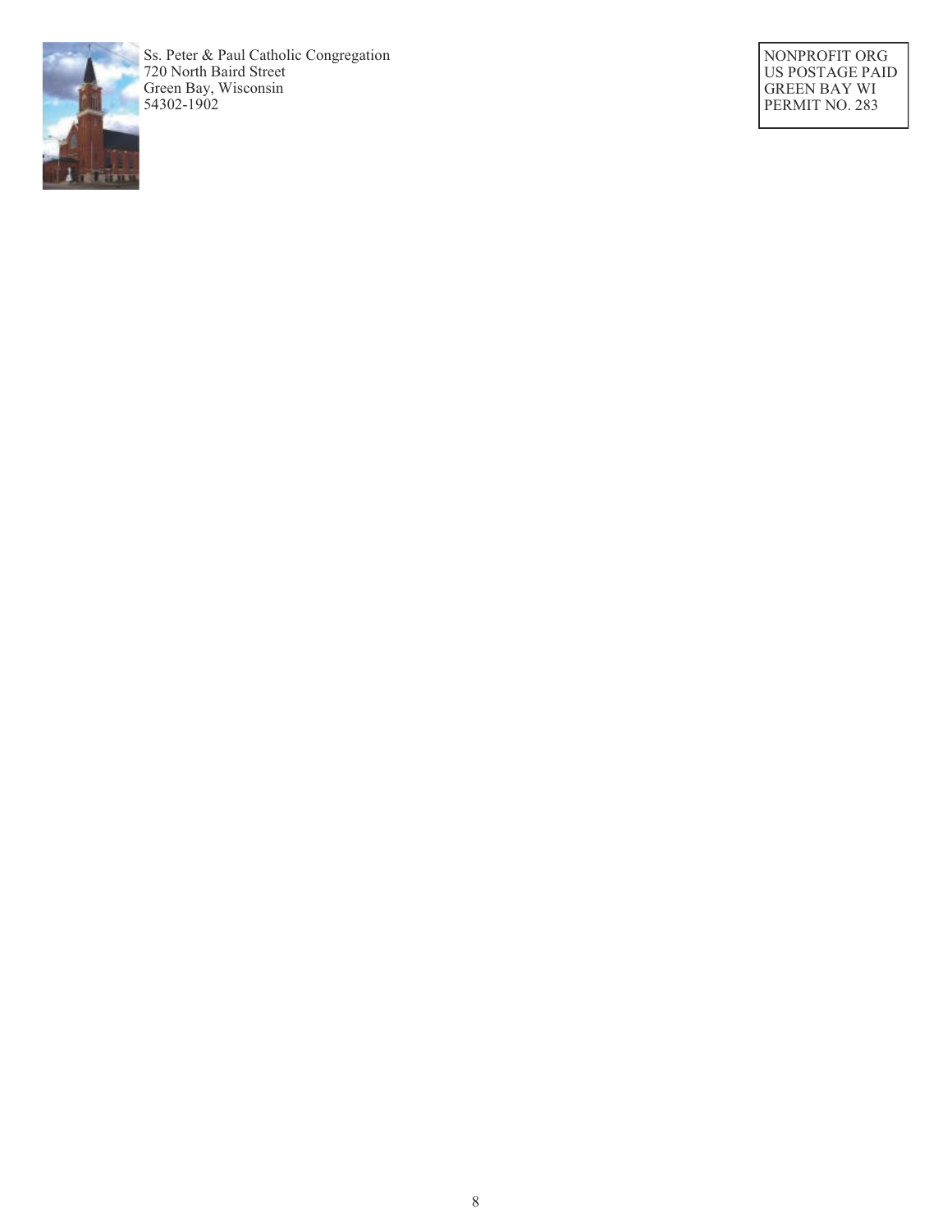Ss. Peter & Paul Catholic Congregation
720 North Baird Street
Green Bay, Wisconsin
54302-1902

NONPROFIT ORG
US POSTAGE PAID
GREEN BAY WI
PERMIT NO. 283